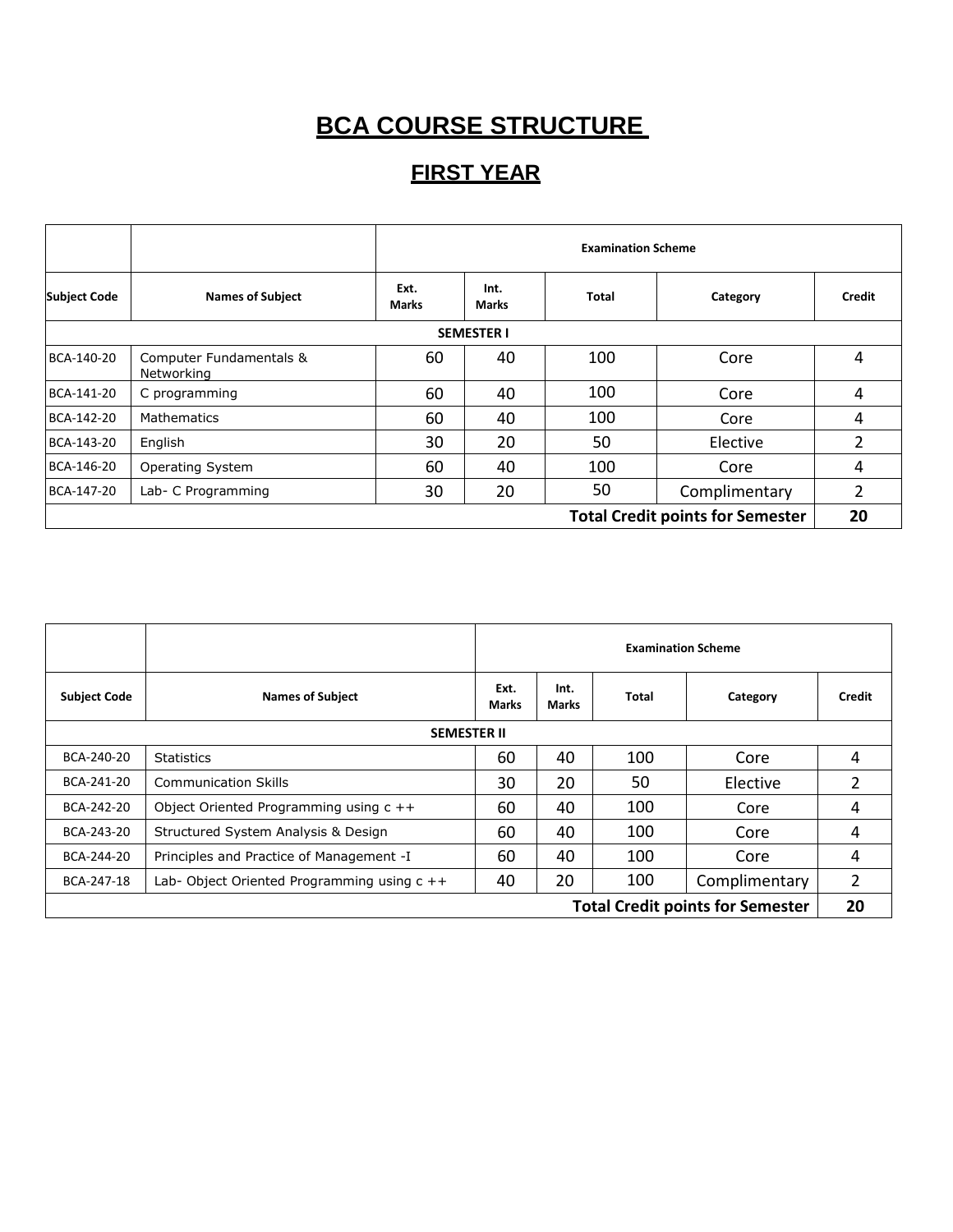# BCA COURSE STRUCTURE

## FIRST YEAR

| | | Examination Scheme | | | | |
|---|---|---|---|---|---|---|
| **Subject Code** | **Names of Subject** | **Ext. Marks** | **Int. Marks** | **Total** | **Category** | **Credit** |
| | | **SEMESTER I** | | | | |
| BCA-140-20 | Computer Fundamentals & Networking | 60 | 40 | 100 | Core | 4 |
| BCA-141-20 | C programming | 60 | 40 | 100 | Core | 4 |
| BCA-142-20 | Mathematics | 60 | 40 | 100 | Core | 4 |
| BCA-143-20 | English | 30 | 20 | 50 | Elective | 2 |
| BCA-146-20 | Operating System | 60 | 40 | 100 | Core | 4 |
| BCA-147-20 | Lab- C Programming | 30 | 20 | 50 | Complimentary | 2 |
| | | | | | **Total Credit points for Semester** | **20** |

| | | Examination Scheme | | | | |
|---|---|---|---|---|---|---|
| **Subject Code** | **Names of Subject** | **Ext. Marks** | **Int. Marks** | **Total** | **Category** | **Credit** |
| | | **SEMESTER II** | | | | |
| BCA-240-20 | Statistics | 60 | 40 | 100 | Core | 4 |
| BCA-241-20 | Communication Skills | 30 | 20 | 50 | Elective | 2 |
| BCA-242-20 | Object Oriented Programming using c ++ | 60 | 40 | 100 | Core | 4 |
| BCA-243-20 | Structured System Analysis & Design | 60 | 40 | 100 | Core | 4 |
| BCA-244-20 | Principles and Practice of Management -I | 60 | 40 | 100 | Core | 4 |
| BCA-247-18 | Lab- Object Oriented Programming using c ++ | 40 | 20 | 100 | Complimentary | 2 |
| | | | | | **Total Credit points for Semester** | **20** |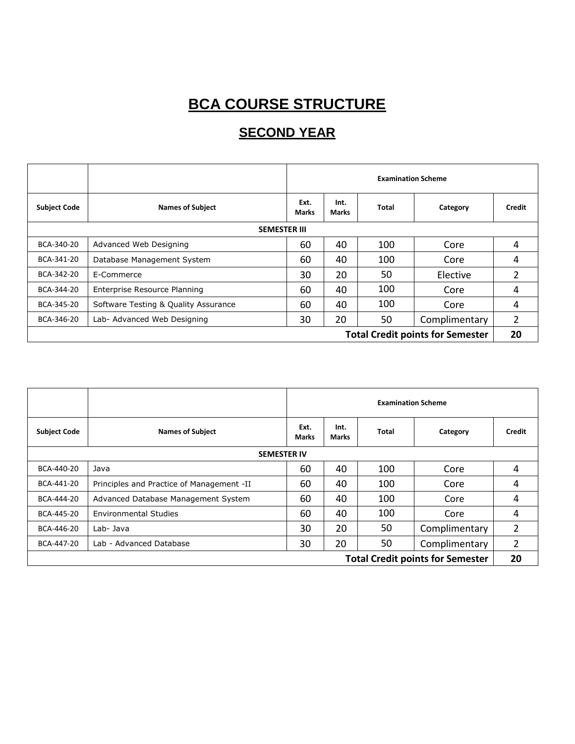# BCA COURSE STRUCTURE

## SECOND YEAR

| | | Examination Scheme | | | | |
|---|---|---|---|---|---|---|
| **Subject Code** | **Names of Subject** | **Ext. Marks** | **Int. Marks** | **Total** | **Category** | **Credit** |
| | **SEMESTER III** | | | | | |
| BCA-340-20 | Advanced Web Designing | 60 | 40 | 100 | Core | 4 |
| BCA-341-20 | Database Management System | 60 | 40 | 100 | Core | 4 |
| BCA-342-20 | E-Commerce | 30 | 20 | 50 | Elective | 2 |
| BCA-344-20 | Enterprise Resource Planning | 60 | 40 | 100 | Core | 4 |
| BCA-345-20 | Software Testing & Quality Assurance | 60 | 40 | 100 | Core | 4 |
| BCA-346-20 | Lab- Advanced Web Designing | 30 | 20 | 50 | Complimentary | 2 |
| | | | | | **Total Credit points for Semester** | **20** |

| | | Examination Scheme | | | | |
|---|---|---|---|---|---|---|
| **Subject Code** | **Names of Subject** | **Ext. Marks** | **Int. Marks** | **Total** | **Category** | **Credit** |
| | **SEMESTER IV** | | | | | |
| BCA-440-20 | Java | 60 | 40 | 100 | Core | 4 |
| BCA-441-20 | Principles and Practice of Management -II | 60 | 40 | 100 | Core | 4 |
| BCA-444-20 | Advanced Database Management System | 60 | 40 | 100 | Core | 4 |
| BCA-445-20 | Environmental Studies | 60 | 40 | 100 | Core | 4 |
| BCA-446-20 | Lab- Java | 30 | 20 | 50 | Complimentary | 2 |
| BCA-447-20 | Lab - Advanced Database | 30 | 20 | 50 | Complimentary | 2 |
| | | | | | **Total Credit points for Semester** | **20** |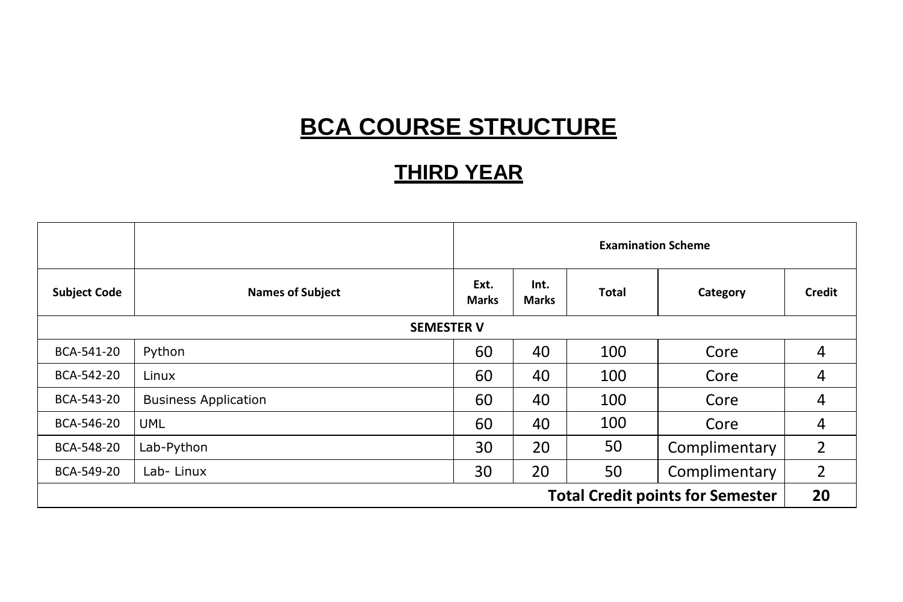# BCA COURSE STRUCTURE

## THIRD YEAR

| | | Examination Scheme | | | | |
|---|---|---|---|---|---|---|
| **Subject Code** | **Names of Subject** | **Ext. Marks** | **Int. Marks** | **Total** | **Category** | **Credit** |
| **SEMESTER V** | | | | | | |
| BCA-541-20 | Python | 60 | 40 | 100 | Core | 4 |
| BCA-542-20 | Linux | 60 | 40 | 100 | Core | 4 |
| BCA-543-20 | Business Application | 60 | 40 | 100 | Core | 4 |
| BCA-546-20 | UML | 60 | 40 | 100 | Core | 4 |
| BCA-548-20 | Lab-Python | 30 | 20 | 50 | Complimentary | 2 |
| BCA-549-20 | Lab- Linux | 30 | 20 | 50 | Complimentary | 2 |
| | | | | | **Total Credit points for Semester** | **20** |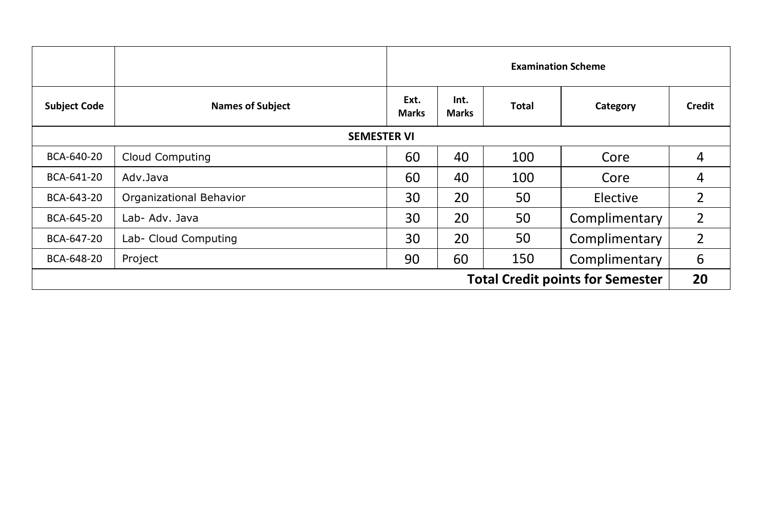| | | Examination Scheme | | | | |
|---|---|---|---|---|---|---|
| **Subject Code** | **Names of Subject** | **Ext. Marks** | **Int. Marks** | **Total** | **Category** | **Credit** |
| **SEMESTER VI** | | | | | | |
| BCA-640-20 | Cloud Computing | 60 | 40 | 100 | Core | 4 |
| BCA-641-20 | Adv.Java | 60 | 40 | 100 | Core | 4 |
| BCA-643-20 | Organizational Behavior | 30 | 20 | 50 | Elective | 2 |
| BCA-645-20 | Lab- Adv. Java | 30 | 20 | 50 | Complimentary | 2 |
| BCA-647-20 | Lab- Cloud Computing | 30 | 20 | 50 | Complimentary | 2 |
| BCA-648-20 | Project | 90 | 60 | 150 | Complimentary | 6 |
| | | | | | **Total Credit points for Semester** | **20** |